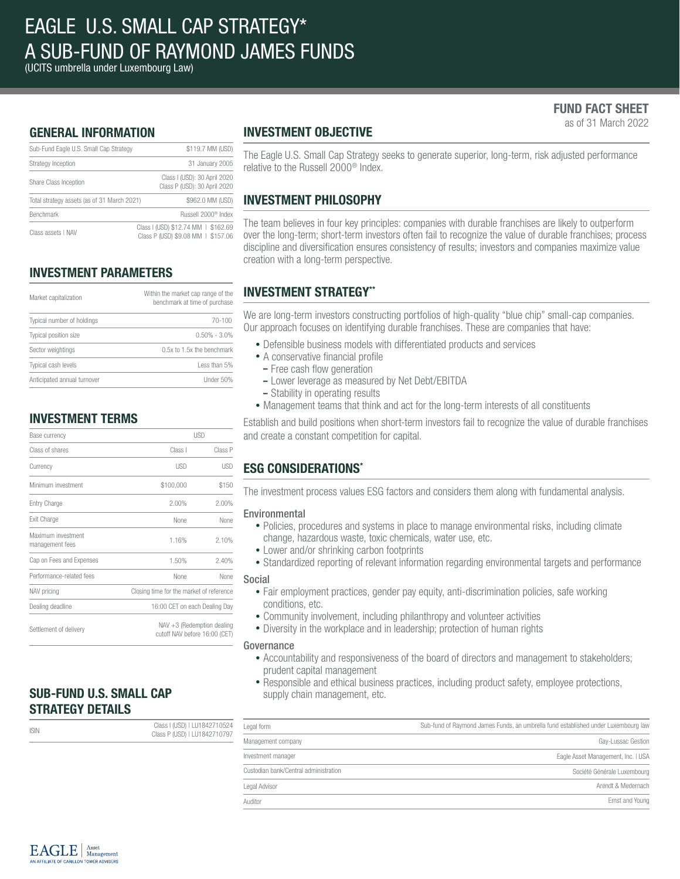# EAGLE U.S. SMALL CAP STRATEGY*
# A SUB-FUND OF RAYMOND JAMES FUNDS
(UCITS umbrella under Luxembourg Law)

**FUND FACT SHEET**
as of 31 March 2022

## GENERAL INFORMATION

| | |
|---|---|
| Sub-Fund Eagle U.S. Small Cap Strategy | $119.7 MM (USD) |
| Strategy Inception | 31 January 2005 |
| Share Class Inception | Class I (USD): 30 April 2020<br>Class P (USD): 30 April 2020 |
| Total strategy assets (as of 31 March 2021) | $962.0 MM (USD) |
| Benchmark | Russell 2000® Index |
| Class assets \| NAV | Class I (USD) $12.74 MM \| $162.69<br>Class P (USD) $9.08 MM \| $157.06 |

## INVESTMENT PARAMETERS

| | |
|---|---|
| Market capitalization | Within the market cap range of the benchmark at time of purchase |
| Typical number of holdings | 70-100 |
| Typical position size | 0.50% - 3.0% |
| Sector weightings | 0.5x to 1.5x the benchmark |
| Typical cash levels | Less than 5% |
| Anticipated annual turnover | Under 50% |

## INVESTMENT TERMS

| Base currency | USD | |
|---|---|---|
| Class of shares | Class I | Class P |
| Currency | USD | USD |
| Minimum investment | $100,000 | $150 |
| Entry Charge | 2.00% | 2.00% |
| Exit Charge | None | None |
| Maximum investment management fees | 1.16% | 2.10% |
| Cap on Fees and Expenses | 1.50% | 2.40% |
| Performance-related fees | None | None |
| NAV pricing | Closing time for the market of reference | |
| Dealing deadline | 16:00 CET on each Dealing Day | |
| Settlement of delivery | NAV +3 (Redemption dealing cutoff NAV before 16:00 (CET) | |

## SUB-FUND U.S. SMALL CAP STRATEGY DETAILS

| | |
|---|---|
| ISIN | Class I (USD) \| LU1842710524<br>Class P (USD) \| LU1842710797 |

## INVESTMENT OBJECTIVE

The Eagle U.S. Small Cap Strategy seeks to generate superior, long-term, risk adjusted performance relative to the Russell 2000® Index.

## INVESTMENT PHILOSOPHY

The team believes in four key principles: companies with durable franchises are likely to outperform over the long-term; short-term investors often fail to recognize the value of durable franchises; process discipline and diversification ensures consistency of results; investors and companies maximize value creation with a long-term perspective.

## INVESTMENT STRATEGY**

We are long-term investors constructing portfolios of high-quality "blue chip" small-cap companies. Our approach focuses on identifying durable franchises. These are companies that have:

- Defensible business models with differentiated products and services
- A conservative financial profile
  - Free cash flow generation
  - Lower leverage as measured by Net Debt/EBITDA
  - Stability in operating results
- Management teams that think and act for the long-term interests of all constituents

Establish and build positions when short-term investors fail to recognize the value of durable franchises and create a constant competition for capital.

## ESG CONSIDERATIONS*

The investment process values ESG factors and considers them along with fundamental analysis.

### Environmental

- Policies, procedures and systems in place to manage environmental risks, including climate change, hazardous waste, toxic chemicals, water use, etc.
- Lower and/or shrinking carbon footprints
- Standardized reporting of relevant information regarding environmental targets and performance

### Social

- Fair employment practices, gender pay equity, anti-discrimination policies, safe working conditions, etc.
- Community involvement, including philanthropy and volunteer activities
- Diversity in the workplace and in leadership; protection of human rights

### Governance

- Accountability and responsiveness of the board of directors and management to stakeholders; prudent capital management
- Responsible and ethical business practices, including product safety, employee protections, supply chain management, etc.

| | |
|---|---|
| Legal form | Sub-fund of Raymond James Funds, an umbrella fund established under Luxembourg law |
| Management company | Gay-Lussac Gestion |
| Investment manager | Eagle Asset Management, Inc. \| USA |
| Custodian bank/Central administration | Société Générale Luxembourg |
| Legal Advisor | Arendt & Medernach |
| Auditor | Ernst and Young |

EAGLE | Asset Management
AN AFFILIATE OF CARILLON TOWER ADVISERS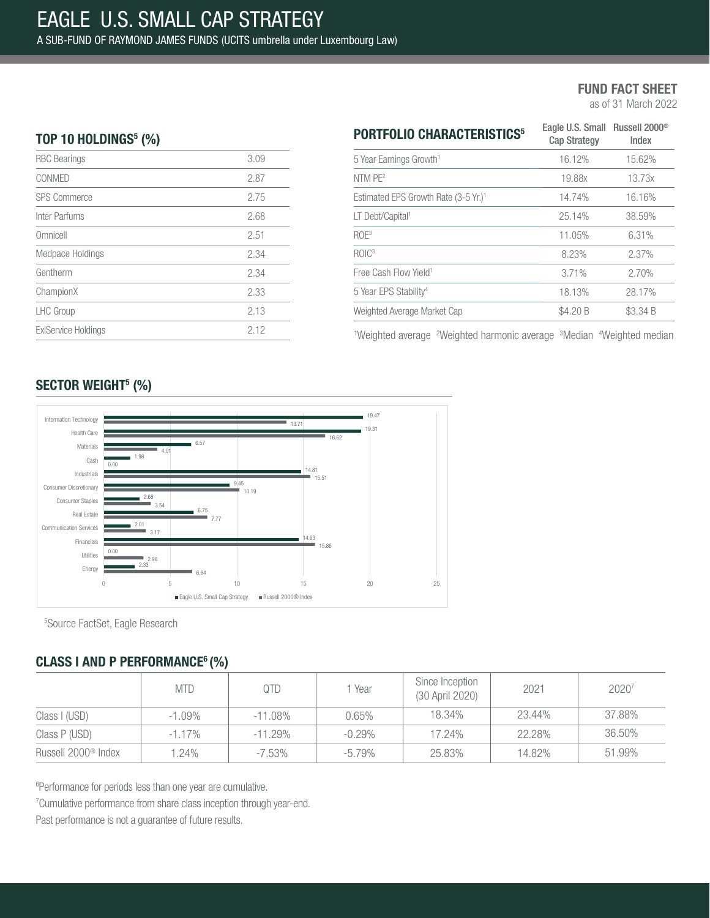# EAGLE U.S. SMALL CAP STRATEGY

A SUB-FUND OF RAYMOND JAMES FUNDS (UCITS umbrella under Luxembourg Law)

**FUND FACT SHEET**
as of 31 March 2022

## TOP 10 HOLDINGS[5] (%)

| Holding | % |
|---|---|
| RBC Bearings | 3.09 |
| CONMED | 2.87 |
| SPS Commerce | 2.75 |
| Inter Parfums | 2.68 |
| Omnicell | 2.51 |
| Medpace Holdings | 2.34 |
| Gentherm | 2.34 |
| ChampionX | 2.33 |
| LHC Group | 2.13 |
| ExlService Holdings | 2.12 |

## PORTFOLIO CHARACTERISTICS[5]

| | Eagle U.S. Small Cap Strategy | Russell 2000® Index |
|---|---|---|
| 5 Year Earnings Growth[1] | 16.12% | 15.62% |
| NTM PE[2] | 19.88x | 13.73x |
| Estimated EPS Growth Rate (3-5 Yr.)[1] | 14.74% | 16.16% |
| LT Debt/Capital[1] | 25.14% | 38.59% |
| ROE[3] | 11.05% | 6.31% |
| ROIC[3] | 8.23% | 2.37% |
| Free Cash Flow Yield[1] | 3.71% | 2.70% |
| 5 Year EPS Stability[4] | 18.13% | 28.17% |
| Weighted Average Market Cap | $4.20 B | $3.34 B |

[1]Weighted average [2]Weighted harmonic average [3]Median [4]Weighted median

## SECTOR WEIGHT[5] (%)

| Sector | Eagle U.S. Small Cap Strategy | Russell 2000® Index |
|---|---|---|
| Information Technology | 19.47 | 13.71 |
| Health Care | 19.31 | 16.62 |
| Materials | 6.57 | 4.01 |
| Cash | 1.98 | 0.00 |
| Industrials | 14.81 | 15.51 |
| Consumer Discretionary | 9.45 | 10.19 |
| Consumer Staples | 2.68 | 3.54 |
| Real Estate | 6.75 | 7.77 |
| Communication Services | 2.01 | 3.17 |
| Financials | 14.63 | 15.86 |
| Utilities | 0.00 | 2.98 |
| Energy | 2.33 | 6.64 |

[5]Source FactSet, Eagle Research

## CLASS I AND P PERFORMANCE[6] (%)

| | MTD | QTD | 1 Year | Since Inception (30 April 2020) | 2021 | 2020[7] |
|---|---|---|---|---|---|---|
| Class I (USD) | -1.09% | -11.08% | 0.65% | 18.34% | 23.44% | 37.88% |
| Class P (USD) | -1.17% | -11.29% | -0.29% | 17.24% | 22.28% | 36.50% |
| Russell 2000® Index | 1.24% | -7.53% | -5.79% | 25.83% | 14.82% | 51.99% |

[6]Performance for periods less than one year are cumulative.

[7]Cumulative performance from share class inception through year-end.

Past performance is not a guarantee of future results.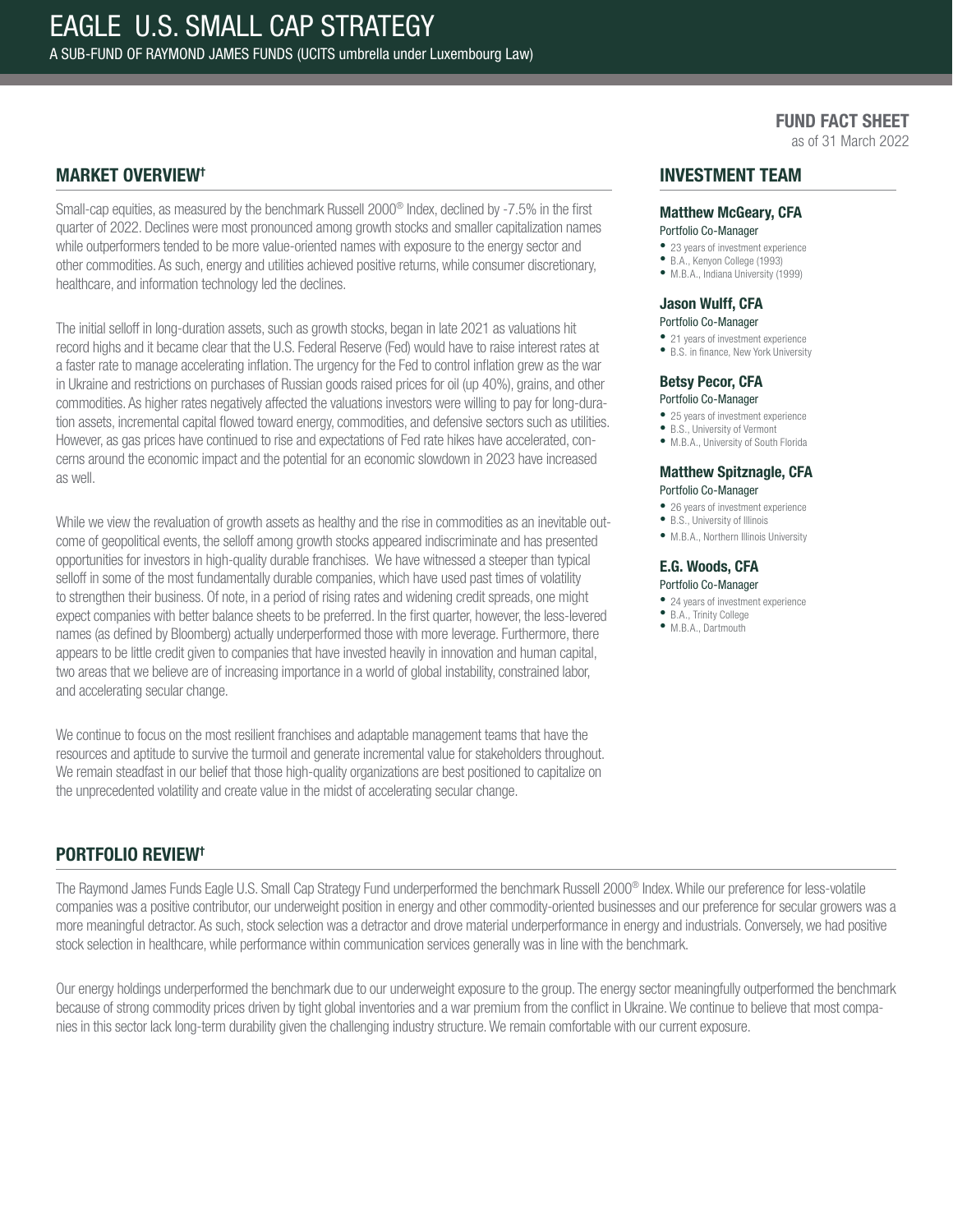# EAGLE U.S. SMALL CAP STRATEGY

A SUB-FUND OF RAYMOND JAMES FUNDS (UCITS umbrella under Luxembourg Law)

**FUND FACT SHEET**
as of 31 March 2022

## MARKET OVERVIEW†

Small-cap equities, as measured by the benchmark Russell 2000® Index, declined by -7.5% in the first quarter of 2022. Declines were most pronounced among growth stocks and smaller capitalization names while outperformers tended to be more value-oriented names with exposure to the energy sector and other commodities. As such, energy and utilities achieved positive returns, while consumer discretionary, healthcare, and information technology led the declines.

The initial selloff in long-duration assets, such as growth stocks, began in late 2021 as valuations hit record highs and it became clear that the U.S. Federal Reserve (Fed) would have to raise interest rates at a faster rate to manage accelerating inflation. The urgency for the Fed to control inflation grew as the war in Ukraine and restrictions on purchases of Russian goods raised prices for oil (up 40%), grains, and other commodities. As higher rates negatively affected the valuations investors were willing to pay for long-duration assets, incremental capital flowed toward energy, commodities, and defensive sectors such as utilities. However, as gas prices have continued to rise and expectations of Fed rate hikes have accelerated, concerns around the economic impact and the potential for an economic slowdown in 2023 have increased as well.

While we view the revaluation of growth assets as healthy and the rise in commodities as an inevitable outcome of geopolitical events, the selloff among growth stocks appeared indiscriminate and has presented opportunities for investors in high-quality durable franchises. We have witnessed a steeper than typical selloff in some of the most fundamentally durable companies, which have used past times of volatility to strengthen their business. Of note, in a period of rising rates and widening credit spreads, one might expect companies with better balance sheets to be preferred. In the first quarter, however, the less-levered names (as defined by Bloomberg) actually underperformed those with more leverage. Furthermore, there appears to be little credit given to companies that have invested heavily in innovation and human capital, two areas that we believe are of increasing importance in a world of global instability, constrained labor, and accelerating secular change.

We continue to focus on the most resilient franchises and adaptable management teams that have the resources and aptitude to survive the turmoil and generate incremental value for stakeholders throughout. We remain steadfast in our belief that those high-quality organizations are best positioned to capitalize on the unprecedented volatility and create value in the midst of accelerating secular change.

## INVESTMENT TEAM

### Matthew McGeary, CFA
Portfolio Co-Manager

- 23 years of investment experience
- B.A., Kenyon College (1993)
- M.B.A., Indiana University (1999)

### Jason Wulff, CFA
Portfolio Co-Manager

- 21 years of investment experience
- B.S. in finance, New York University

### Betsy Pecor, CFA
Portfolio Co-Manager

- 25 years of investment experience
- B.S., University of Vermont
- M.B.A., University of South Florida

### Matthew Spitznagle, CFA
Portfolio Co-Manager

- 26 years of investment experience
- B.S., University of Illinois
- M.B.A., Northern Illinois University

### E.G. Woods, CFA
Portfolio Co-Manager

- 24 years of investment experience
- B.A., Trinity College
- M.B.A., Dartmouth

## PORTFOLIO REVIEW†

The Raymond James Funds Eagle U.S. Small Cap Strategy Fund underperformed the benchmark Russell 2000® Index. While our preference for less-volatile companies was a positive contributor, our underweight position in energy and other commodity-oriented businesses and our preference for secular growers was a more meaningful detractor. As such, stock selection was a detractor and drove material underperformance in energy and industrials. Conversely, we had positive stock selection in healthcare, while performance within communication services generally was in line with the benchmark.

Our energy holdings underperformed the benchmark due to our underweight exposure to the group. The energy sector meaningfully outperformed the benchmark because of strong commodity prices driven by tight global inventories and a war premium from the conflict in Ukraine. We continue to believe that most companies in this sector lack long-term durability given the challenging industry structure. We remain comfortable with our current exposure.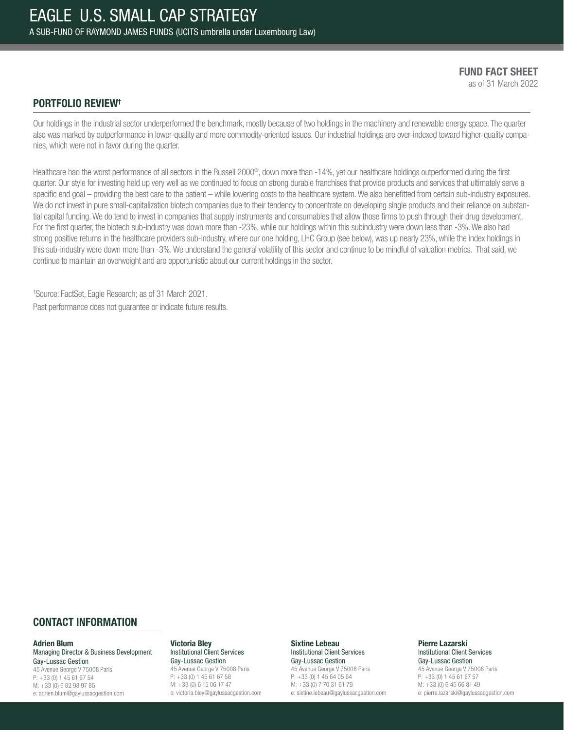# EAGLE U.S. SMALL CAP STRATEGY

A SUB-FUND OF RAYMOND JAMES FUNDS (UCITS umbrella under Luxembourg Law)

**FUND FACT SHEET**
as of 31 March 2022

## PORTFOLIO REVIEW†

Our holdings in the industrial sector underperformed the benchmark, mostly because of two holdings in the machinery and renewable energy space. The quarter also was marked by outperformance in lower-quality and more commodity-oriented issues. Our industrial holdings are over-indexed toward higher-quality companies, which were not in favor during the quarter.

Healthcare had the worst performance of all sectors in the Russell 2000®, down more than -14%, yet our healthcare holdings outperformed during the first quarter. Our style for investing held up very well as we continued to focus on strong durable franchises that provide products and services that ultimately serve a specific end goal – providing the best care to the patient – while lowering costs to the healthcare system. We also benefitted from certain sub-industry exposures. We do not invest in pure small-capitalization biotech companies due to their tendency to concentrate on developing single products and their reliance on substantial capital funding. We do tend to invest in companies that supply instruments and consumables that allow those firms to push through their drug development. For the first quarter, the biotech sub-industry was down more than -23%, while our holdings within this subindustry were down less than -3%. We also had strong positive returns in the healthcare providers sub-industry, where our one holding, LHC Group (see below), was up nearly 23%, while the index holdings in this sub-industry were down more than -3%. We understand the general volatility of this sector and continue to be mindful of valuation metrics. That said, we continue to maintain an overweight and are opportunistic about our current holdings in the sector.

†Source: FactSet, Eagle Research; as of 31 March 2021.
Past performance does not guarantee or indicate future results.

## CONTACT INFORMATION

**Adrien Blum**
Managing Director & Business Development
Gay-Lussac Gestion
45 Avenue George V 75008 Paris
P: +33 (0) 1 45 61 67 54
M: +33 (0) 6 82 98 97 85
e: adrien.blum@gaylussacgestion.com

**Victoria Bley**
Institutional Client Services
Gay-Lussac Gestion
45 Avenue George V 75008 Paris
P: +33 (0) 1 45 61 67 58
M: +33 (0) 6 15 06 17 47
e: victoria.bley@gaylussacgestion.com

**Sixtine Lebeau**
Institutional Client Services
Gay-Lussac Gestion
45 Avenue George V 75008 Paris
P: +33 (0) 1 45 64 05 64
M: +33 (0) 7 70 31 61 79
e: sixtine.lebeau@gaylussacgestion.com

**Pierre Lazarski**
Institutional Client Services
Gay-Lussac Gestion
45 Avenue George V 75008 Paris
P: +33 (0) 1 45 61 67 57
M: +33 (0) 6 45 66 81 49
e: pierre.lazarski@gaylussacgestion.com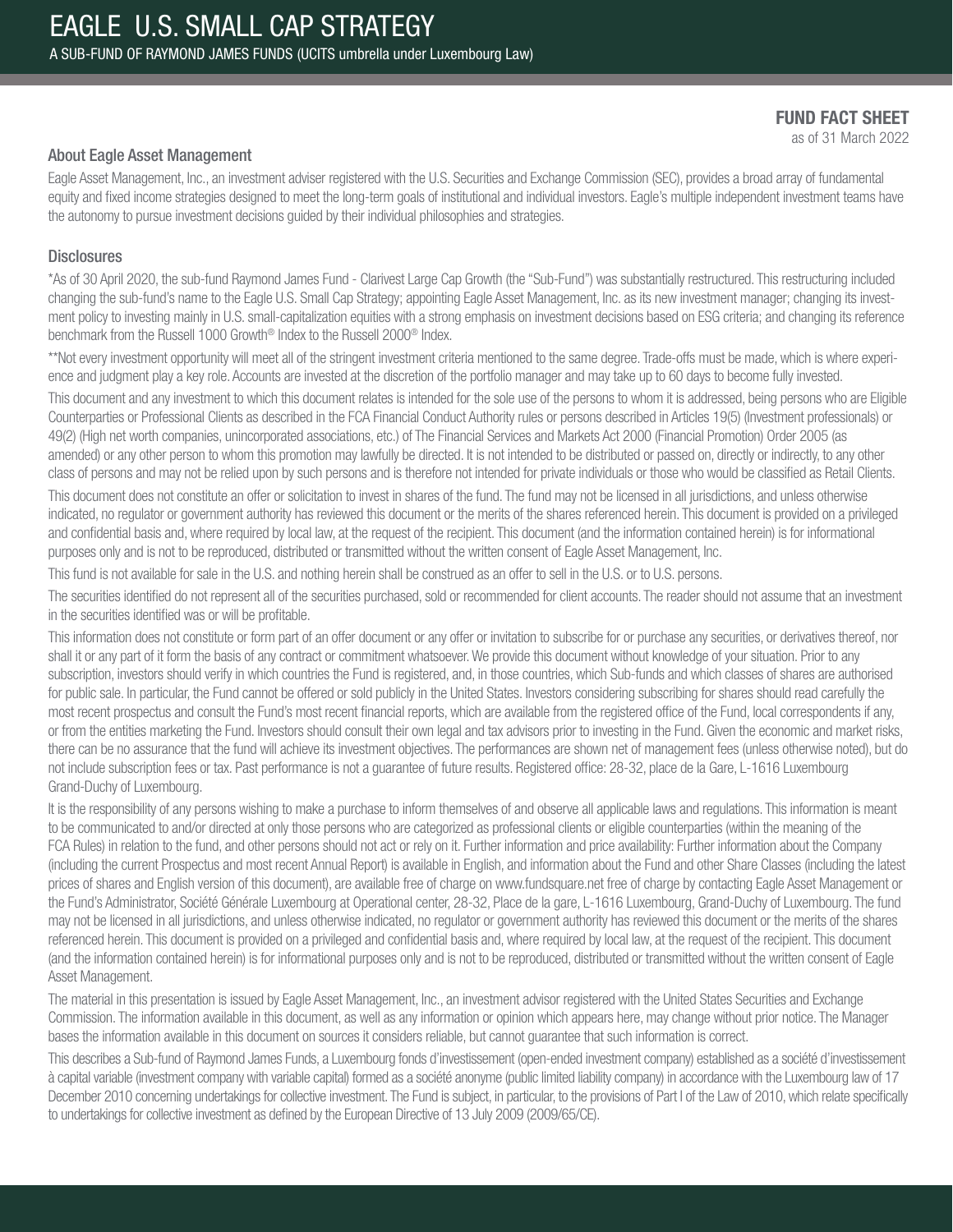# EAGLE U.S. SMALL CAP STRATEGY

A SUB-FUND OF RAYMOND JAMES FUNDS (UCITS umbrella under Luxembourg Law)

**FUND FACT SHEET**

as of 31 March 2022

## About Eagle Asset Management

Eagle Asset Management, Inc., an investment adviser registered with the U.S. Securities and Exchange Commission (SEC), provides a broad array of fundamental equity and fixed income strategies designed to meet the long-term goals of institutional and individual investors. Eagle's multiple independent investment teams have the autonomy to pursue investment decisions guided by their individual philosophies and strategies.

## Disclosures

*As of 30 April 2020, the sub-fund Raymond James Fund - Clarivest Large Cap Growth (the "Sub-Fund") was substantially restructured. This restructuring included changing the sub-fund's name to the Eagle U.S. Small Cap Strategy; appointing Eagle Asset Management, Inc. as its new investment manager; changing its investment policy to investing mainly in U.S. small-capitalization equities with a strong emphasis on investment decisions based on ESG criteria; and changing its reference benchmark from the Russell 1000 Growth® Index to the Russell 2000® Index.

**Not every investment opportunity will meet all of the stringent investment criteria mentioned to the same degree. Trade-offs must be made, which is where experience and judgment play a key role. Accounts are invested at the discretion of the portfolio manager and may take up to 60 days to become fully invested.

This document and any investment to which this document relates is intended for the sole use of the persons to whom it is addressed, being persons who are Eligible Counterparties or Professional Clients as described in the FCA Financial Conduct Authority rules or persons described in Articles 19(5) (Investment professionals) or 49(2) (High net worth companies, unincorporated associations, etc.) of The Financial Services and Markets Act 2000 (Financial Promotion) Order 2005 (as amended) or any other person to whom this promotion may lawfully be directed. It is not intended to be distributed or passed on, directly or indirectly, to any other class of persons and may not be relied upon by such persons and is therefore not intended for private individuals or those who would be classified as Retail Clients.

This document does not constitute an offer or solicitation to invest in shares of the fund. The fund may not be licensed in all jurisdictions, and unless otherwise indicated, no regulator or government authority has reviewed this document or the merits of the shares referenced herein. This document is provided on a privileged and confidential basis and, where required by local law, at the request of the recipient. This document (and the information contained herein) is for informational purposes only and is not to be reproduced, distributed or transmitted without the written consent of Eagle Asset Management, Inc.

This fund is not available for sale in the U.S. and nothing herein shall be construed as an offer to sell in the U.S. or to U.S. persons.

The securities identified do not represent all of the securities purchased, sold or recommended for client accounts. The reader should not assume that an investment in the securities identified was or will be profitable.

This information does not constitute or form part of an offer document or any offer or invitation to subscribe for or purchase any securities, or derivatives thereof, nor shall it or any part of it form the basis of any contract or commitment whatsoever. We provide this document without knowledge of your situation. Prior to any subscription, investors should verify in which countries the Fund is registered, and, in those countries, which Sub-funds and which classes of shares are authorised for public sale. In particular, the Fund cannot be offered or sold publicly in the United States. Investors considering subscribing for shares should read carefully the most recent prospectus and consult the Fund's most recent financial reports, which are available from the registered office of the Fund, local correspondents if any, or from the entities marketing the Fund. Investors should consult their own legal and tax advisors prior to investing in the Fund. Given the economic and market risks, there can be no assurance that the fund will achieve its investment objectives. The performances are shown net of management fees (unless otherwise noted), but do not include subscription fees or tax. Past performance is not a guarantee of future results. Registered office: 28-32, place de la Gare, L-1616 Luxembourg Grand-Duchy of Luxembourg.

It is the responsibility of any persons wishing to make a purchase to inform themselves of and observe all applicable laws and regulations. This information is meant to be communicated to and/or directed at only those persons who are categorized as professional clients or eligible counterparties (within the meaning of the FCA Rules) in relation to the fund, and other persons should not act or rely on it. Further information and price availability: Further information about the Company (including the current Prospectus and most recent Annual Report) is available in English, and information about the Fund and other Share Classes (including the latest prices of shares and English version of this document), are available free of charge on www.fundsquare.net free of charge by contacting Eagle Asset Management or the Fund's Administrator, Société Générale Luxembourg at Operational center, 28-32, Place de la gare, L-1616 Luxembourg, Grand-Duchy of Luxembourg. The fund may not be licensed in all jurisdictions, and unless otherwise indicated, no regulator or government authority has reviewed this document or the merits of the shares referenced herein. This document is provided on a privileged and confidential basis and, where required by local law, at the request of the recipient. This document (and the information contained herein) is for informational purposes only and is not to be reproduced, distributed or transmitted without the written consent of Eagle Asset Management.

The material in this presentation is issued by Eagle Asset Management, Inc., an investment advisor registered with the United States Securities and Exchange Commission. The information available in this document, as well as any information or opinion which appears here, may change without prior notice. The Manager bases the information available in this document on sources it considers reliable, but cannot guarantee that such information is correct.

This describes a Sub-fund of Raymond James Funds, a Luxembourg fonds d'investissement (open-ended investment company) established as a société d'investissement à capital variable (investment company with variable capital) formed as a société anonyme (public limited liability company) in accordance with the Luxembourg law of 17 December 2010 concerning undertakings for collective investment. The Fund is subject, in particular, to the provisions of Part I of the Law of 2010, which relate specifically to undertakings for collective investment as defined by the European Directive of 13 July 2009 (2009/65/CE).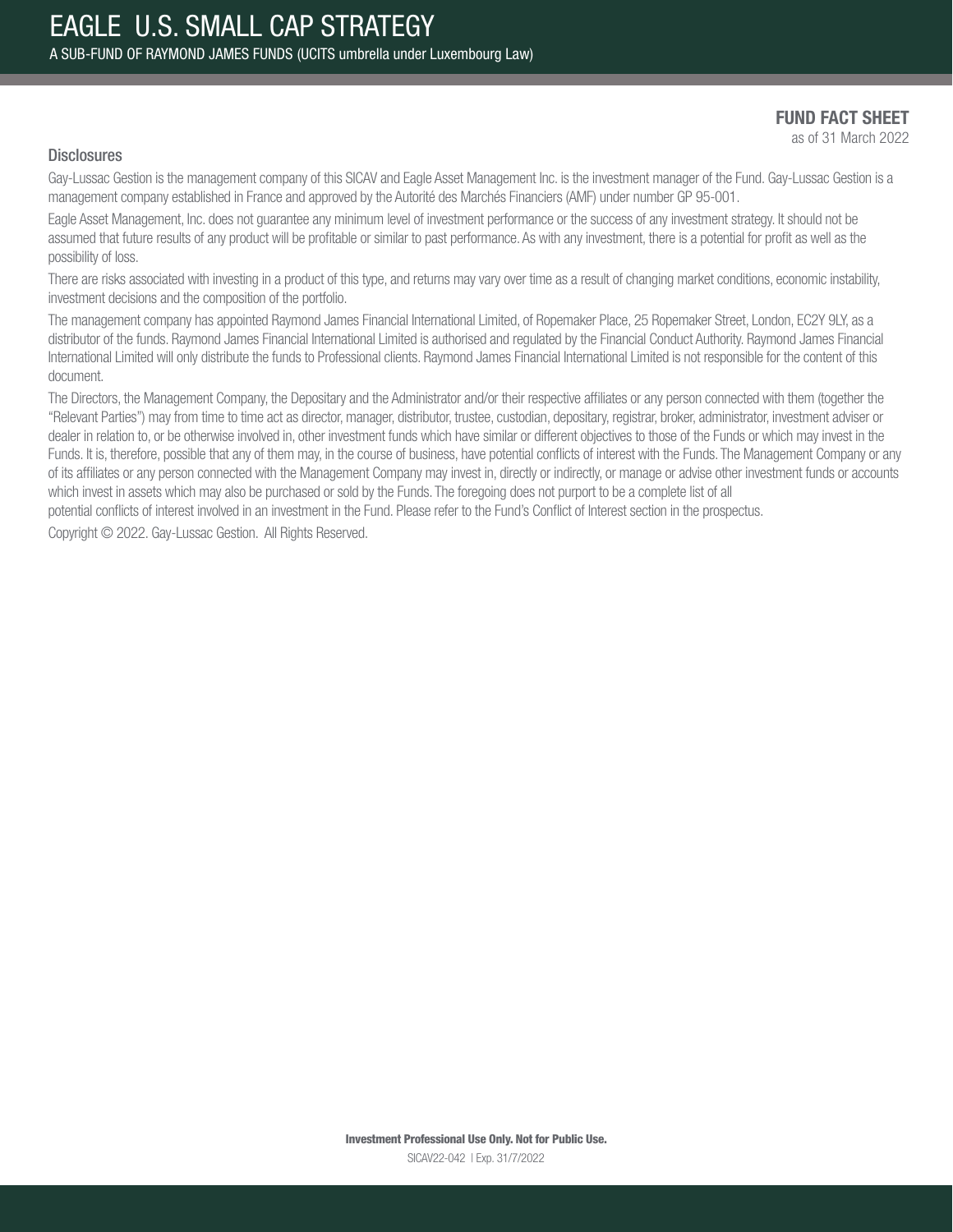# EAGLE U.S. SMALL CAP STRATEGY

A SUB-FUND OF RAYMOND JAMES FUNDS (UCITS umbrella under Luxembourg Law)

**FUND FACT SHEET**
as of 31 March 2022

## Disclosures

Gay-Lussac Gestion is the management company of this SICAV and Eagle Asset Management Inc. is the investment manager of the Fund. Gay-Lussac Gestion is a management company established in France and approved by the Autorité des Marchés Financiers (AMF) under number GP 95-001.

Eagle Asset Management, Inc. does not guarantee any minimum level of investment performance or the success of any investment strategy. It should not be assumed that future results of any product will be profitable or similar to past performance. As with any investment, there is a potential for profit as well as the possibility of loss.

There are risks associated with investing in a product of this type, and returns may vary over time as a result of changing market conditions, economic instability, investment decisions and the composition of the portfolio.

The management company has appointed Raymond James Financial International Limited, of Ropemaker Place, 25 Ropemaker Street, London, EC2Y 9LY, as a distributor of the funds. Raymond James Financial International Limited is authorised and regulated by the Financial Conduct Authority. Raymond James Financial International Limited will only distribute the funds to Professional clients. Raymond James Financial International Limited is not responsible for the content of this document.

The Directors, the Management Company, the Depositary and the Administrator and/or their respective affiliates or any person connected with them (together the "Relevant Parties") may from time to time act as director, manager, distributor, trustee, custodian, depositary, registrar, broker, administrator, investment adviser or dealer in relation to, or be otherwise involved in, other investment funds which have similar or different objectives to those of the Funds or which may invest in the Funds. It is, therefore, possible that any of them may, in the course of business, have potential conflicts of interest with the Funds. The Management Company or any of its affiliates or any person connected with the Management Company may invest in, directly or indirectly, or manage or advise other investment funds or accounts which invest in assets which may also be purchased or sold by the Funds. The foregoing does not purport to be a complete list of all potential conflicts of interest involved in an investment in the Fund. Please refer to the Fund's Conflict of Interest section in the prospectus.

Copyright © 2022. Gay-Lussac Gestion. All Rights Reserved.

**Investment Professional Use Only. Not for Public Use.**

SICAV22-042 | Exp. 31/7/2022